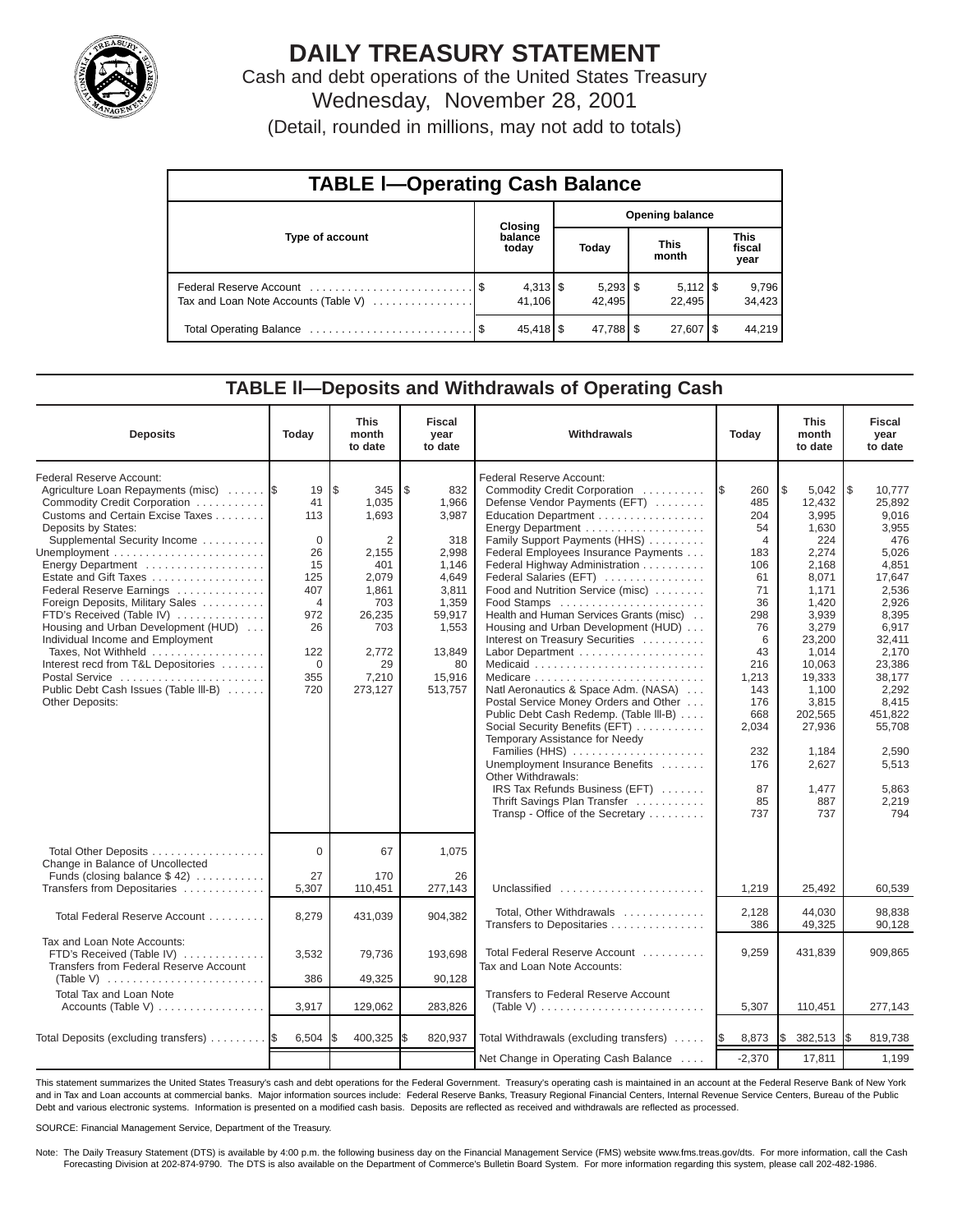# DAILY TREASURY STATEMENT

Cash and debt operations of the United States Treasury

Wednesday, November 28, 2001

(Detail, rounded in millions, may not add to totals)

## TABLE I—Operating Cash Balance

| Type of account | Closing balance today | Opening balance Today | Opening balance This month | Opening balance This fiscal year |
|---|---|---|---|---|
| Federal Reserve Account | $ 4,313 | $ 5,293 | $ 5,112 | $ 9,796 |
| Tax and Loan Note Accounts (Table V) | 41,106 | 42,495 | 22,495 | 34,423 |
| Total Operating Balance | $ 45,418 | $ 47,788 | $ 27,607 | $ 44,219 |

## TABLE II—Deposits and Withdrawals of Operating Cash

| Deposits | Today | This month to date | Fiscal year to date | Withdrawals | Today | This month to date | Fiscal year to date |
|---|---|---|---|---|---|---|---|
| Federal Reserve Account: | | | | Federal Reserve Account: | | | |
| Agriculture Loan Repayments (misc) | $ 19 | $ 345 | $ 832 | Commodity Credit Corporation | $ 260 | $ 5,042 | $ 10,777 |
| Commodity Credit Corporation | 41 | 1,035 | 1,966 | Defense Vendor Payments (EFT) | 485 | 12,432 | 25,892 |
| Customs and Certain Excise Taxes | 113 | 1,693 | 3,987 | Education Department | 204 | 3,995 | 9,016 |
| Deposits by States: | | | | Energy Department | 54 | 1,630 | 3,955 |
| Supplemental Security Income | 0 | 2 | 318 | Family Support Payments (HHS) | 4 | 224 | 476 |
| Unemployment | 26 | 2,155 | 2,998 | Federal Employees Insurance Payments | 183 | 2,274 | 5,026 |
| Energy Department | 15 | 401 | 1,146 | Federal Highway Administration | 106 | 2,168 | 4,851 |
| Estate and Gift Taxes | 125 | 2,079 | 4,649 | Federal Salaries (EFT) | 61 | 8,071 | 17,647 |
| Federal Reserve Earnings | 407 | 1,861 | 3,811 | Food and Nutrition Service (misc) | 71 | 1,171 | 2,536 |
| Foreign Deposits, Military Sales | 4 | 703 | 1,359 | Food Stamps | 36 | 1,420 | 2,926 |
| FTD's Received (Table IV) | 972 | 26,235 | 59,917 | Health and Human Services Grants (misc) | 298 | 3,939 | 8,395 |
| Housing and Urban Development (HUD) | 26 | 703 | 1,553 | Housing and Urban Development (HUD) | 76 | 3,279 | 6,917 |
| Individual Income and Employment Taxes, Not Withheld | 122 | 2,772 | 13,849 | Interest on Treasury Securities | 6 | 23,200 | 32,411 |
| Interest recd from T&L Depositories | 0 | 29 | 80 | Labor Department | 43 | 1,014 | 2,170 |
| Postal Service | 355 | 7,210 | 15,916 | Medicaid | 216 | 10,063 | 23,386 |
| Public Debt Cash Issues (Table III-B) | 720 | 273,127 | 513,757 | Medicare | 1,213 | 19,333 | 38,177 |
| Other Deposits: | | | | Natl Aeronautics & Space Adm. (NASA) | 143 | 1,100 | 2,292 |
| | | | | Postal Service Money Orders and Other | 176 | 3,815 | 8,415 |
| | | | | Public Debt Cash Redemp. (Table III-B) | 668 | 202,565 | 451,822 |
| | | | | Social Security Benefits (EFT) | 2,034 | 27,936 | 55,708 |
| | | | | Temporary Assistance for Needy Families (HHS) | 232 | 1,184 | 2,590 |
| | | | | Unemployment Insurance Benefits | 176 | 2,627 | 5,513 |
| | | | | Other Withdrawals: | | | |
| | | | | IRS Tax Refunds Business (EFT) | 87 | 1,477 | 5,863 |
| | | | | Thrift Savings Plan Transfer | 85 | 887 | 2,219 |
| | | | | Transp - Office of the Secretary | 737 | 737 | 794 |
| Total Other Deposits | 0 | 67 | 1,075 | | | | |
| Change in Balance of Uncollected Funds (closing balance $ 42) | 27 | 170 | 26 | | | | |
| Transfers from Depositaries | 5,307 | 110,451 | 277,143 | Unclassified | 1,219 | 25,492 | 60,539 |
| Total Federal Reserve Account | 8,279 | 431,039 | 904,382 | Total, Other Withdrawals | 2,128 | 44,030 | 98,838 |
| | | | | Transfers to Depositaries | 386 | 49,325 | 90,128 |
| Tax and Loan Note Accounts: | | | | | | | |
| FTD's Received (Table IV) | 3,532 | 79,736 | 193,698 | Total Federal Reserve Account | 9,259 | 431,839 | 909,865 |
| Transfers from Federal Reserve Account (Table V) | 386 | 49,325 | 90,128 | Tax and Loan Note Accounts: | | | |
| Total Tax and Loan Note Accounts (Table V) | 3,917 | 129,062 | 283,826 | Transfers to Federal Reserve Account (Table V) | 5,307 | 110,451 | 277,143 |
| Total Deposits (excluding transfers) | $ 6,504 | $ 400,325 | $ 820,937 | Total Withdrawals (excluding transfers) | $ 8,873 | $ 382,513 | $ 819,738 |
| | | | | Net Change in Operating Cash Balance | -2,370 | 17,811 | 1,199 |

This statement summarizes the United States Treasury's cash and debt operations for the Federal Government. Treasury's operating cash is maintained in an account at the Federal Reserve Bank of New York and in Tax and Loan accounts at commercial banks. Major information sources include: Federal Reserve Banks, Treasury Regional Financial Centers, Internal Revenue Service Centers, Bureau of the Public Debt and various electronic systems. Information is presented on a modified cash basis. Deposits are reflected as received and withdrawals are reflected as processed.

SOURCE: Financial Management Service, Department of the Treasury.

Note: The Daily Treasury Statement (DTS) is available by 4:00 p.m. the following business day on the Financial Management Service (FMS) website www.fms.treas.gov/dts. For more information, call the Cash Forecasting Division at 202-874-9790. The DTS is also available on the Department of Commerce's Bulletin Board System. For more information regarding this system, please call 202-482-1986.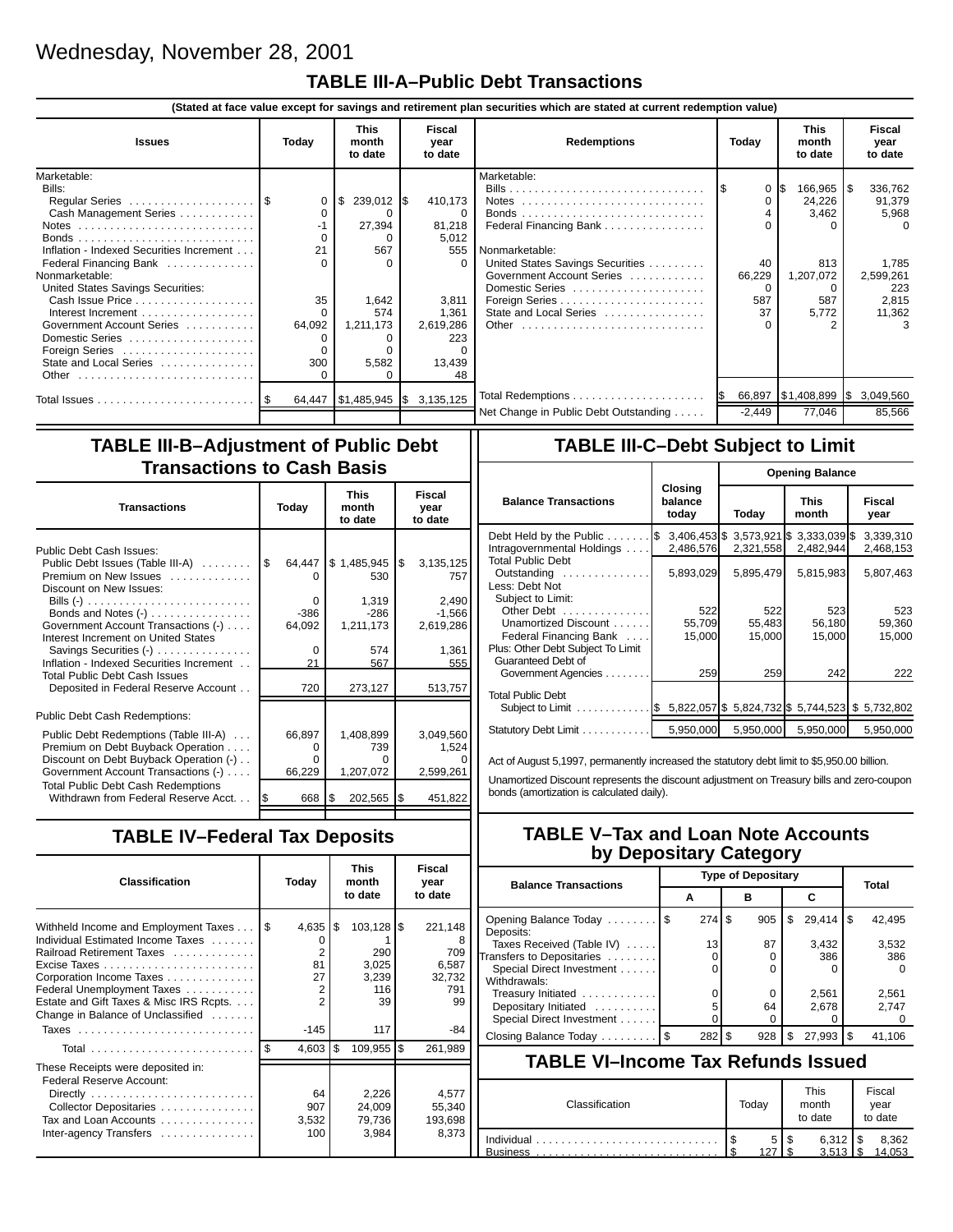Wednesday, November 28, 2001

## TABLE III-A–Public Debt Transactions

(Stated at face value except for savings and retirement plan securities which are stated at current redemption value)

| Issues | Today | This month to date | Fiscal year to date |
|---|---|---|---|
| Marketable: | | | |
| Bills: | | | |
| Regular Series | $ 0 | $ 239,012 | $ 410,173 |
| Cash Management Series | 0 | 0 | 0 |
| Notes | -1 | 27,394 | 81,218 |
| Bonds | 0 | 0 | 5,012 |
| Inflation - Indexed Securities Increment | 21 | 567 | 555 |
| Federal Financing Bank | 0 | 0 | 0 |
| Nonmarketable: | | | |
| United States Savings Securities: | | | |
| Cash Issue Price | 35 | 1,642 | 3,811 |
| Interest Increment | 0 | 574 | 1,361 |
| Government Account Series | 64,092 | 1,211,173 | 2,619,286 |
| Domestic Series | 0 | 0 | 223 |
| Foreign Series | 0 | 0 | 0 |
| State and Local Series | 300 | 5,582 | 13,439 |
| Other | 0 | 0 | 48 |
| Total Issues | $ 64,447 | $1,485,945 | $ 3,135,125 |

| Redemptions | Today | This month to date | Fiscal year to date |
|---|---|---|---|
| Marketable: | | | |
| Bills | $ 0 | $ 166,965 | $ 336,762 |
| Notes | 0 | 24,226 | 91,379 |
| Bonds | 4 | 3,462 | 5,968 |
| Federal Financing Bank | 0 | 0 | 0 |
| Nonmarketable: | | | |
| United States Savings Securities | 40 | 813 | 1,785 |
| Government Account Series | 66,229 | 1,207,072 | 2,599,261 |
| Domestic Series | 0 | 0 | 223 |
| Foreign Series | 587 | 587 | 2,815 |
| State and Local Series | 37 | 5,772 | 11,362 |
| Other | 0 | 2 | 3 |
| Total Redemptions | $ 66,897 | $1,408,899 | $ 3,049,560 |
| Net Change in Public Debt Outstanding | -2,449 | 77,046 | 85,566 |

## TABLE III-B–Adjustment of Public Debt Transactions to Cash Basis

| Transactions | Today | This month to date | Fiscal year to date |
|---|---|---|---|
| Public Debt Cash Issues: | | | |
| Public Debt Issues (Table III-A) | $ 64,447 | $ 1,485,945 | $ 3,135,125 |
| Premium on New Issues | 0 | 530 | 757 |
| Discount on New Issues: | | | |
| Bills (-) | 0 | 1,319 | 2,490 |
| Bonds and Notes (-) | -386 | -286 | -1,566 |
| Government Account Transactions (-) | 64,092 | 1,211,173 | 2,619,286 |
| Interest Increment on United States Savings Securities (-) | 0 | 574 | 1,361 |
| Inflation - Indexed Securities Increment | 21 | 567 | 555 |
| Total Public Debt Cash Issues Deposited in Federal Reserve Account | 720 | 273,127 | 513,757 |
| Public Debt Cash Redemptions: | | | |
| Public Debt Redemptions (Table III-A) | 66,897 | 1,408,899 | 3,049,560 |
| Premium on Debt Buyback Operation | 0 | 739 | 1,524 |
| Discount on Debt Buyback Operation (-) | 0 | 0 | 0 |
| Government Account Transactions (-) | 66,229 | 1,207,072 | 2,599,261 |
| Total Public Debt Cash Redemptions Withdrawn from Federal Reserve Acct. | $ 668 | $ 202,565 | $ 451,822 |

## TABLE III-C–Debt Subject to Limit

| Balance Transactions | Closing balance today | Opening Balance Today | Opening Balance This month | Opening Balance Fiscal year |
|---|---|---|---|---|
| Debt Held by the Public | $ 3,406,453 | $ 3,573,921 | $ 3,333,039 | $ 3,339,310 |
| Intragovernmental Holdings | 2,486,576 | 2,321,558 | 2,482,944 | 2,468,153 |
| Total Public Debt Outstanding | 5,893,029 | 5,895,479 | 5,815,983 | 5,807,463 |
| Less: Debt Not Subject to Limit: | | | | |
| Other Debt | 522 | 522 | 523 | 523 |
| Unamortized Discount | 55,709 | 55,483 | 56,180 | 59,360 |
| Federal Financing Bank | 15,000 | 15,000 | 15,000 | 15,000 |
| Plus: Other Debt Subject To Limit Guaranteed Debt of Government Agencies | 259 | 259 | 242 | 222 |
| Total Public Debt Subject to Limit | $ 5,822,057 | $ 5,824,732 | $ 5,744,523 | $ 5,732,802 |
| Statutory Debt Limit | 5,950,000 | 5,950,000 | 5,950,000 | 5,950,000 |

Act of August 5,1997, permanently increased the statutory debt limit to $5,950.00 billion.

Unamortized Discount represents the discount adjustment on Treasury bills and zero-coupon bonds (amortization is calculated daily).

## TABLE IV–Federal Tax Deposits

| Classification | Today | This month to date | Fiscal year to date |
|---|---|---|---|
| Withheld Income and Employment Taxes | $ 4,635 | $ 103,128 | $ 221,148 |
| Individual Estimated Income Taxes | 0 | 1 | 8 |
| Railroad Retirement Taxes | 2 | 290 | 709 |
| Excise Taxes | 81 | 3,025 | 6,587 |
| Corporation Income Taxes | 27 | 3,239 | 32,732 |
| Federal Unemployment Taxes | 2 | 116 | 791 |
| Estate and Gift Taxes & Misc IRS Rcpts. | 2 | 39 | 99 |
| Change in Balance of Unclassified Taxes | -145 | 117 | -84 |
| Total | $ 4,603 | $ 109,955 | $ 261,989 |
| These Receipts were deposited in: | | | |
| Federal Reserve Account: | | | |
| Directly | 64 | 2,226 | 4,577 |
| Collector Depositaries | 907 | 24,009 | 55,340 |
| Tax and Loan Accounts | 3,532 | 79,736 | 193,698 |
| Inter-agency Transfers | 100 | 3,984 | 8,373 |

## TABLE V–Tax and Loan Note Accounts by Depositary Category

| Balance Transactions | Type of Depositary A | Type of Depositary B | Type of Depositary C | Total |
|---|---|---|---|---|
| Opening Balance Today | $ 274 | $ 905 | $ 29,414 | $ 42,495 |
| Deposits: | | | | |
| Taxes Received (Table IV) | 13 | 87 | 3,432 | 3,532 |
| Transfers to Depositaries | 0 | 0 | 386 | 386 |
| Special Direct Investment | 0 | 0 | 0 | 0 |
| Withdrawals: | | | | |
| Treasury Initiated | 0 | 0 | 2,561 | 2,561 |
| Depositary Initiated | 5 | 64 | 2,678 | 2,747 |
| Special Direct Investment | 0 | 0 | 0 | 0 |
| Closing Balance Today | $ 282 | $ 928 | $ 27,993 | $ 41,106 |

## TABLE VI–Income Tax Refunds Issued

| Classification | Today | This month to date | Fiscal year to date |
|---|---|---|---|
| Individual | $ 5 | $ 6,312 | $ 8,362 |
| Business | $ 127 | $ 3,513 | $ 14,053 |